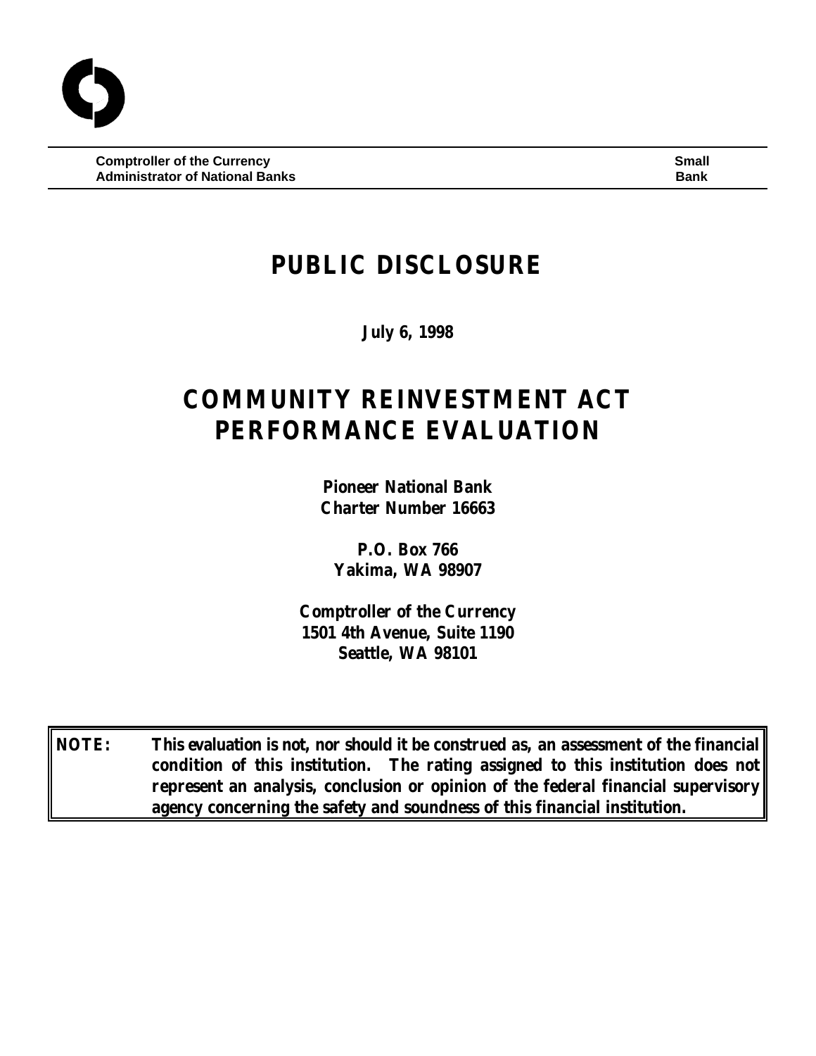**Comptroller of the Currency** **Small**
**Administrator of National Banks** **Bank**

# PUBLIC DISCLOSURE

**July 6, 1998**

# COMMUNITY REINVESTMENT ACT PERFORMANCE EVALUATION

**Pioneer National Bank**
**Charter Number 16663**

**P.O. Box 766**
**Yakima, WA 98907**

**Comptroller of the Currency**
**1501 4th Avenue, Suite 1190**
**Seattle, WA 98101**

**NOTE: This evaluation is not, nor should it be construed as, an assessment of the financial condition of this institution. The rating assigned to this institution does not represent an analysis, conclusion or opinion of the federal financial supervisory agency concerning the safety and soundness of this financial institution.**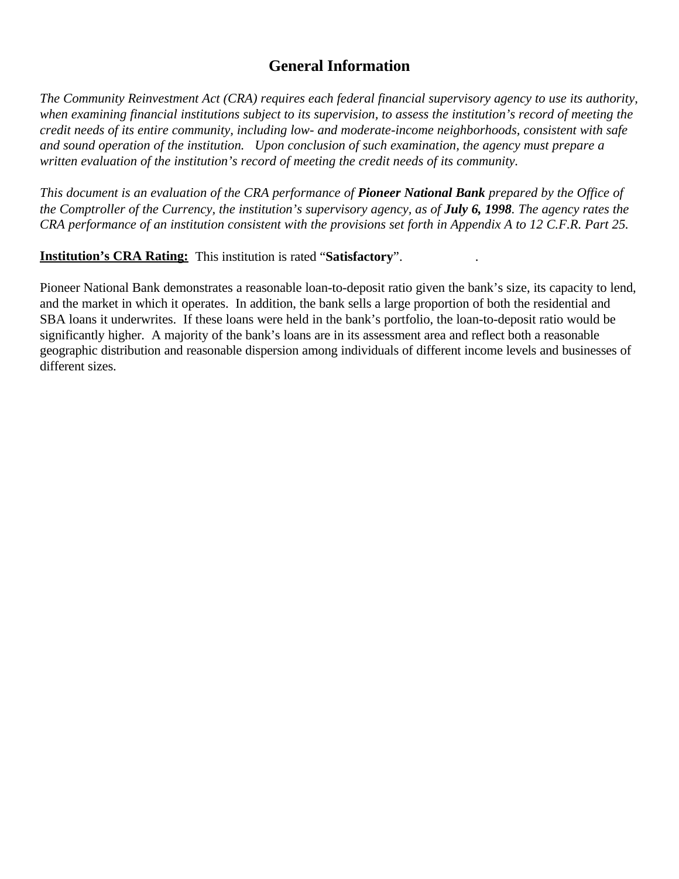# General Information

*The Community Reinvestment Act (CRA) requires each federal financial supervisory agency to use its authority, when examining financial institutions subject to its supervision, to assess the institution's record of meeting the credit needs of its entire community, including low- and moderate-income neighborhoods, consistent with safe and sound operation of the institution. Upon conclusion of such examination, the agency must prepare a written evaluation of the institution's record of meeting the credit needs of its community.*

*This document is an evaluation of the CRA performance of **Pioneer National Bank** prepared by the Office of the Comptroller of the Currency, the institution's supervisory agency, as of **July 6, 1998**. The agency rates the CRA performance of an institution consistent with the provisions set forth in Appendix A to 12 C.F.R. Part 25.*

**Institution's CRA Rating:** This institution is rated "**Satisfactory**".

Pioneer National Bank demonstrates a reasonable loan-to-deposit ratio given the bank's size, its capacity to lend, and the market in which it operates. In addition, the bank sells a large proportion of both the residential and SBA loans it underwrites. If these loans were held in the bank's portfolio, the loan-to-deposit ratio would be significantly higher. A majority of the bank's loans are in its assessment area and reflect both a reasonable geographic distribution and reasonable dispersion among individuals of different income levels and businesses of different sizes.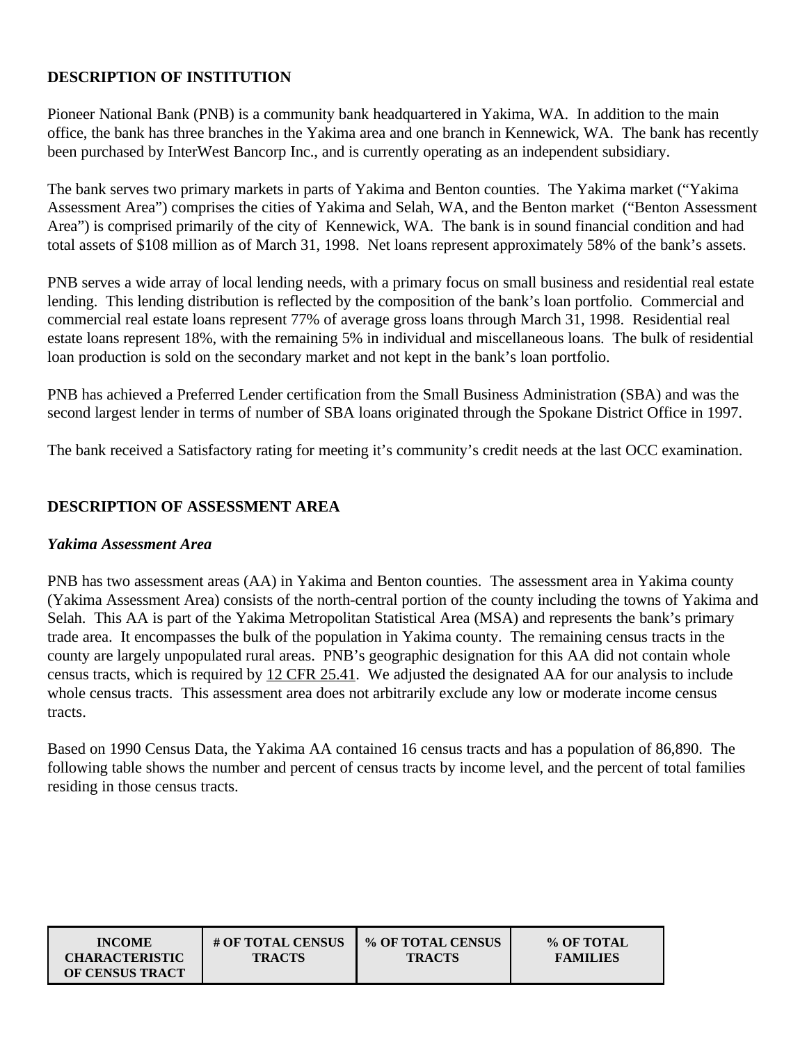## DESCRIPTION OF INSTITUTION

Pioneer National Bank (PNB) is a community bank headquartered in Yakima, WA. In addition to the main office, the bank has three branches in the Yakima area and one branch in Kennewick, WA. The bank has recently been purchased by InterWest Bancorp Inc., and is currently operating as an independent subsidiary.

The bank serves two primary markets in parts of Yakima and Benton counties. The Yakima market ("Yakima Assessment Area") comprises the cities of Yakima and Selah, WA, and the Benton market ("Benton Assessment Area") is comprised primarily of the city of Kennewick, WA. The bank is in sound financial condition and had total assets of $108 million as of March 31, 1998. Net loans represent approximately 58% of the bank's assets.

PNB serves a wide array of local lending needs, with a primary focus on small business and residential real estate lending. This lending distribution is reflected by the composition of the bank's loan portfolio. Commercial and commercial real estate loans represent 77% of average gross loans through March 31, 1998. Residential real estate loans represent 18%, with the remaining 5% in individual and miscellaneous loans. The bulk of residential loan production is sold on the secondary market and not kept in the bank's loan portfolio.

PNB has achieved a Preferred Lender certification from the Small Business Administration (SBA) and was the second largest lender in terms of number of SBA loans originated through the Spokane District Office in 1997.

The bank received a Satisfactory rating for meeting it's community's credit needs at the last OCC examination.

## DESCRIPTION OF ASSESSMENT AREA

### *Yakima Assessment Area*

PNB has two assessment areas (AA) in Yakima and Benton counties. The assessment area in Yakima county (Yakima Assessment Area) consists of the north-central portion of the county including the towns of Yakima and Selah. This AA is part of the Yakima Metropolitan Statistical Area (MSA) and represents the bank's primary trade area. It encompasses the bulk of the population in Yakima county. The remaining census tracts in the county are largely unpopulated rural areas. PNB's geographic designation for this AA did not contain whole census tracts, which is required by 12 CFR 25.41. We adjusted the designated AA for our analysis to include whole census tracts. This assessment area does not arbitrarily exclude any low or moderate income census tracts.

Based on 1990 Census Data, the Yakima AA contained 16 census tracts and has a population of 86,890. The following table shows the number and percent of census tracts by income level, and the percent of total families residing in those census tracts.

| INCOME CHARACTERISTIC OF CENSUS TRACT | # OF TOTAL CENSUS TRACTS | % OF TOTAL CENSUS TRACTS | % OF TOTAL FAMILIES |
|---|---|---|---|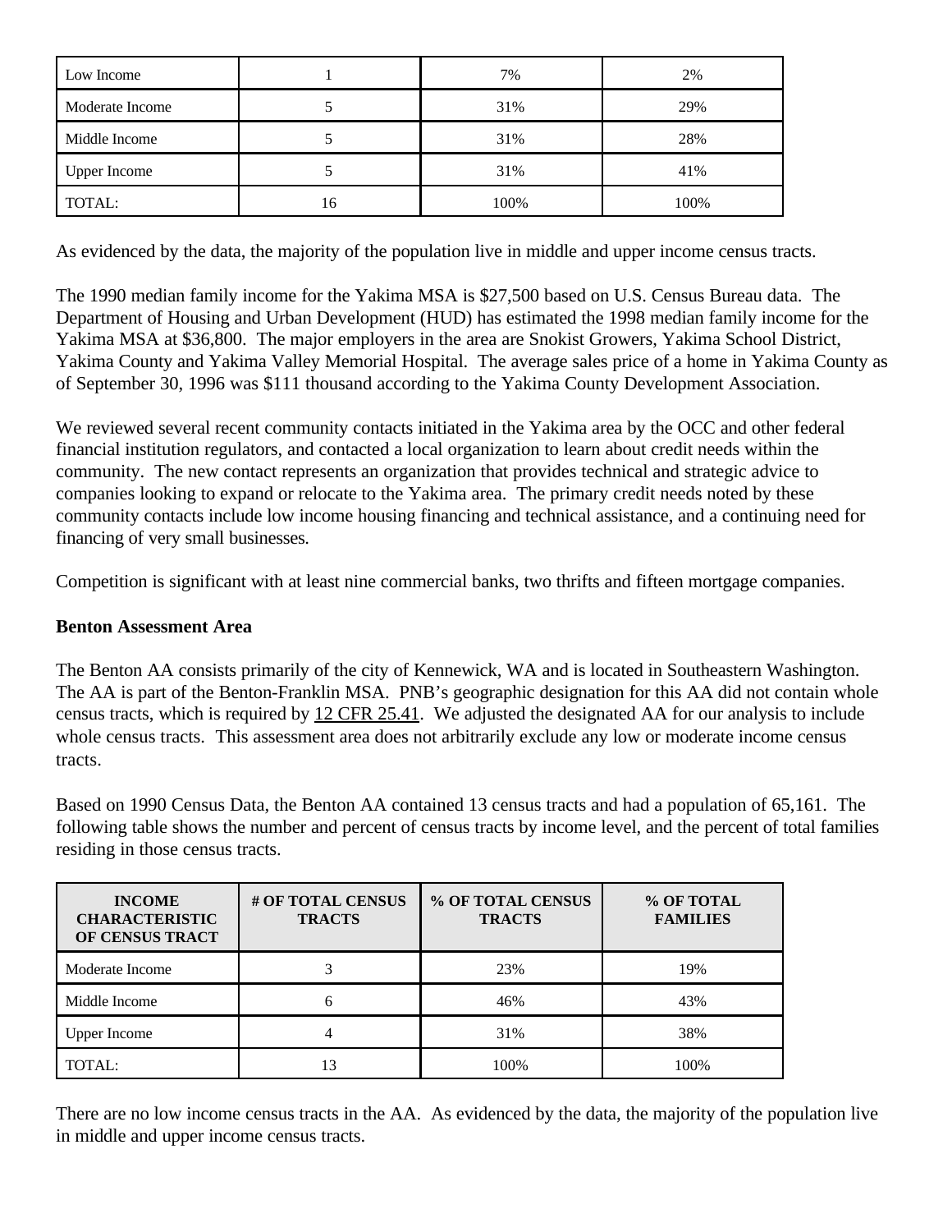| Low Income | 1 | 7% | 2% |
|---|---|---|---|
| Moderate Income | 5 | 31% | 29% |
| Middle Income | 5 | 31% | 28% |
| Upper Income | 5 | 31% | 41% |
| TOTAL: | 16 | 100% | 100% |

As evidenced by the data, the majority of the population live in middle and upper income census tracts.

The 1990 median family income for the Yakima MSA is $27,500 based on U.S. Census Bureau data. The Department of Housing and Urban Development (HUD) has estimated the 1998 median family income for the Yakima MSA at $36,800. The major employers in the area are Snokist Growers, Yakima School District, Yakima County and Yakima Valley Memorial Hospital. The average sales price of a home in Yakima County as of September 30, 1996 was $111 thousand according to the Yakima County Development Association.

We reviewed several recent community contacts initiated in the Yakima area by the OCC and other federal financial institution regulators, and contacted a local organization to learn about credit needs within the community. The new contact represents an organization that provides technical and strategic advice to companies looking to expand or relocate to the Yakima area. The primary credit needs noted by these community contacts include low income housing financing and technical assistance, and a continuing need for financing of very small businesses.

Competition is significant with at least nine commercial banks, two thrifts and fifteen mortgage companies.

**Benton Assessment Area**

The Benton AA consists primarily of the city of Kennewick, WA and is located in Southeastern Washington. The AA is part of the Benton-Franklin MSA. PNB's geographic designation for this AA did not contain whole census tracts, which is required by 12 CFR 25.41. We adjusted the designated AA for our analysis to include whole census tracts. This assessment area does not arbitrarily exclude any low or moderate income census tracts.

Based on 1990 Census Data, the Benton AA contained 13 census tracts and had a population of 65,161. The following table shows the number and percent of census tracts by income level, and the percent of total families residing in those census tracts.

| INCOME CHARACTERISTIC OF CENSUS TRACT | # OF TOTAL CENSUS TRACTS | % OF TOTAL CENSUS TRACTS | % OF TOTAL FAMILIES |
|---|---|---|---|
| Moderate Income | 3 | 23% | 19% |
| Middle Income | 6 | 46% | 43% |
| Upper Income | 4 | 31% | 38% |
| TOTAL: | 13 | 100% | 100% |

There are no low income census tracts in the AA. As evidenced by the data, the majority of the population live in middle and upper income census tracts.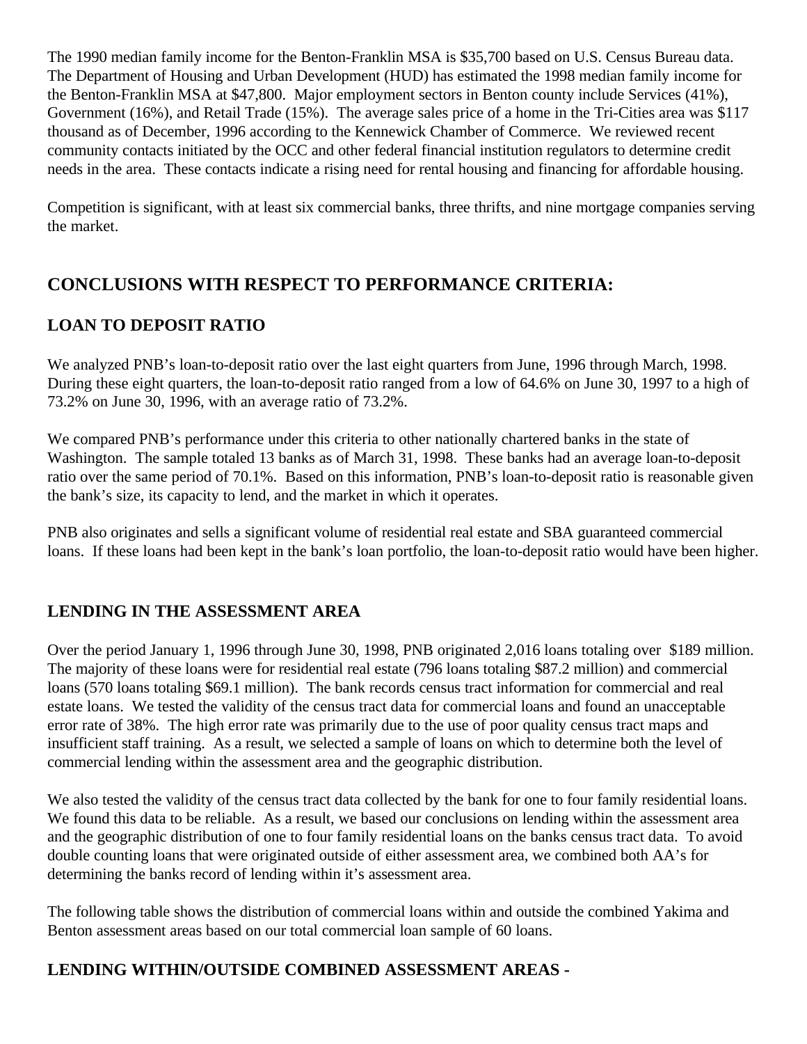The 1990 median family income for the Benton-Franklin MSA is $35,700 based on U.S. Census Bureau data. The Department of Housing and Urban Development (HUD) has estimated the 1998 median family income for the Benton-Franklin MSA at $47,800. Major employment sectors in Benton county include Services (41%), Government (16%), and Retail Trade (15%). The average sales price of a home in the Tri-Cities area was $117 thousand as of December, 1996 according to the Kennewick Chamber of Commerce. We reviewed recent community contacts initiated by the OCC and other federal financial institution regulators to determine credit needs in the area. These contacts indicate a rising need for rental housing and financing for affordable housing.

Competition is significant, with at least six commercial banks, three thrifts, and nine mortgage companies serving the market.

## CONCLUSIONS WITH RESPECT TO PERFORMANCE CRITERIA:

### LOAN TO DEPOSIT RATIO

We analyzed PNB's loan-to-deposit ratio over the last eight quarters from June, 1996 through March, 1998. During these eight quarters, the loan-to-deposit ratio ranged from a low of 64.6% on June 30, 1997 to a high of 73.2% on June 30, 1996, with an average ratio of 73.2%.

We compared PNB's performance under this criteria to other nationally chartered banks in the state of Washington. The sample totaled 13 banks as of March 31, 1998. These banks had an average loan-to-deposit ratio over the same period of 70.1%. Based on this information, PNB's loan-to-deposit ratio is reasonable given the bank's size, its capacity to lend, and the market in which it operates.

PNB also originates and sells a significant volume of residential real estate and SBA guaranteed commercial loans. If these loans had been kept in the bank's loan portfolio, the loan-to-deposit ratio would have been higher.

### LENDING IN THE ASSESSMENT AREA

Over the period January 1, 1996 through June 30, 1998, PNB originated 2,016 loans totaling over $189 million. The majority of these loans were for residential real estate (796 loans totaling $87.2 million) and commercial loans (570 loans totaling $69.1 million). The bank records census tract information for commercial and real estate loans. We tested the validity of the census tract data for commercial loans and found an unacceptable error rate of 38%. The high error rate was primarily due to the use of poor quality census tract maps and insufficient staff training. As a result, we selected a sample of loans on which to determine both the level of commercial lending within the assessment area and the geographic distribution.

We also tested the validity of the census tract data collected by the bank for one to four family residential loans. We found this data to be reliable. As a result, we based our conclusions on lending within the assessment area and the geographic distribution of one to four family residential loans on the banks census tract data. To avoid double counting loans that were originated outside of either assessment area, we combined both AA's for determining the banks record of lending within it's assessment area.

The following table shows the distribution of commercial loans within and outside the combined Yakima and Benton assessment areas based on our total commercial loan sample of 60 loans.

### LENDING WITHIN/OUTSIDE COMBINED ASSESSMENT AREAS -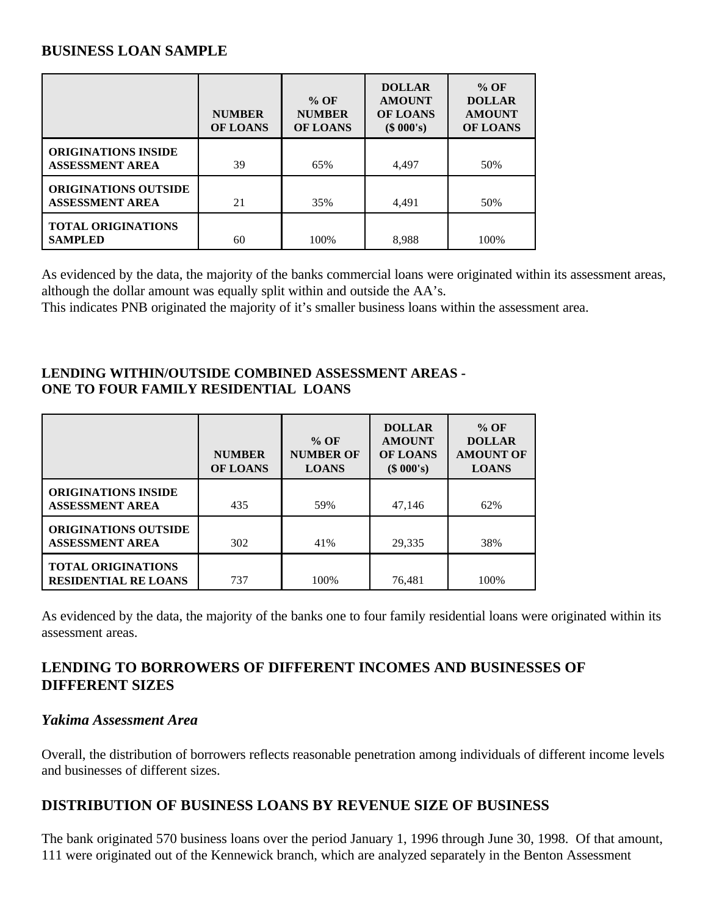## BUSINESS LOAN SAMPLE

| | NUMBER OF LOANS | % OF NUMBER OF LOANS | DOLLAR AMOUNT OF LOANS ($ 000's) | % OF DOLLAR AMOUNT OF LOANS |
|---|---|---|---|---|
| **ORIGINATIONS INSIDE ASSESSMENT AREA** | 39 | 65% | 4,497 | 50% |
| **ORIGINATIONS OUTSIDE ASSESSMENT AREA** | 21 | 35% | 4,491 | 50% |
| **TOTAL ORIGINATIONS SAMPLED** | 60 | 100% | 8,988 | 100% |

As evidenced by the data, the majority of the banks commercial loans were originated within its assessment areas, although the dollar amount was equally split within and outside the AA's.
This indicates PNB originated the majority of it's smaller business loans within the assessment area.

### LENDING WITHIN/OUTSIDE COMBINED ASSESSMENT AREAS - ONE TO FOUR FAMILY RESIDENTIAL LOANS

| | NUMBER OF LOANS | % OF NUMBER OF LOANS | DOLLAR AMOUNT OF LOANS ($ 000's) | % OF DOLLAR AMOUNT OF LOANS |
|---|---|---|---|---|
| **ORIGINATIONS INSIDE ASSESSMENT AREA** | 435 | 59% | 47,146 | 62% |
| **ORIGINATIONS OUTSIDE ASSESSMENT AREA** | 302 | 41% | 29,335 | 38% |
| **TOTAL ORIGINATIONS RESIDENTIAL RE LOANS** | 737 | 100% | 76,481 | 100% |

As evidenced by the data, the majority of the banks one to four family residential loans were originated within its assessment areas.

## LENDING TO BORROWERS OF DIFFERENT INCOMES AND BUSINESSES OF DIFFERENT SIZES

### *Yakima Assessment Area*

Overall, the distribution of borrowers reflects reasonable penetration among individuals of different income levels and businesses of different sizes.

## DISTRIBUTION OF BUSINESS LOANS BY REVENUE SIZE OF BUSINESS

The bank originated 570 business loans over the period January 1, 1996 through June 30, 1998. Of that amount, 111 were originated out of the Kennewick branch, which are analyzed separately in the Benton Assessment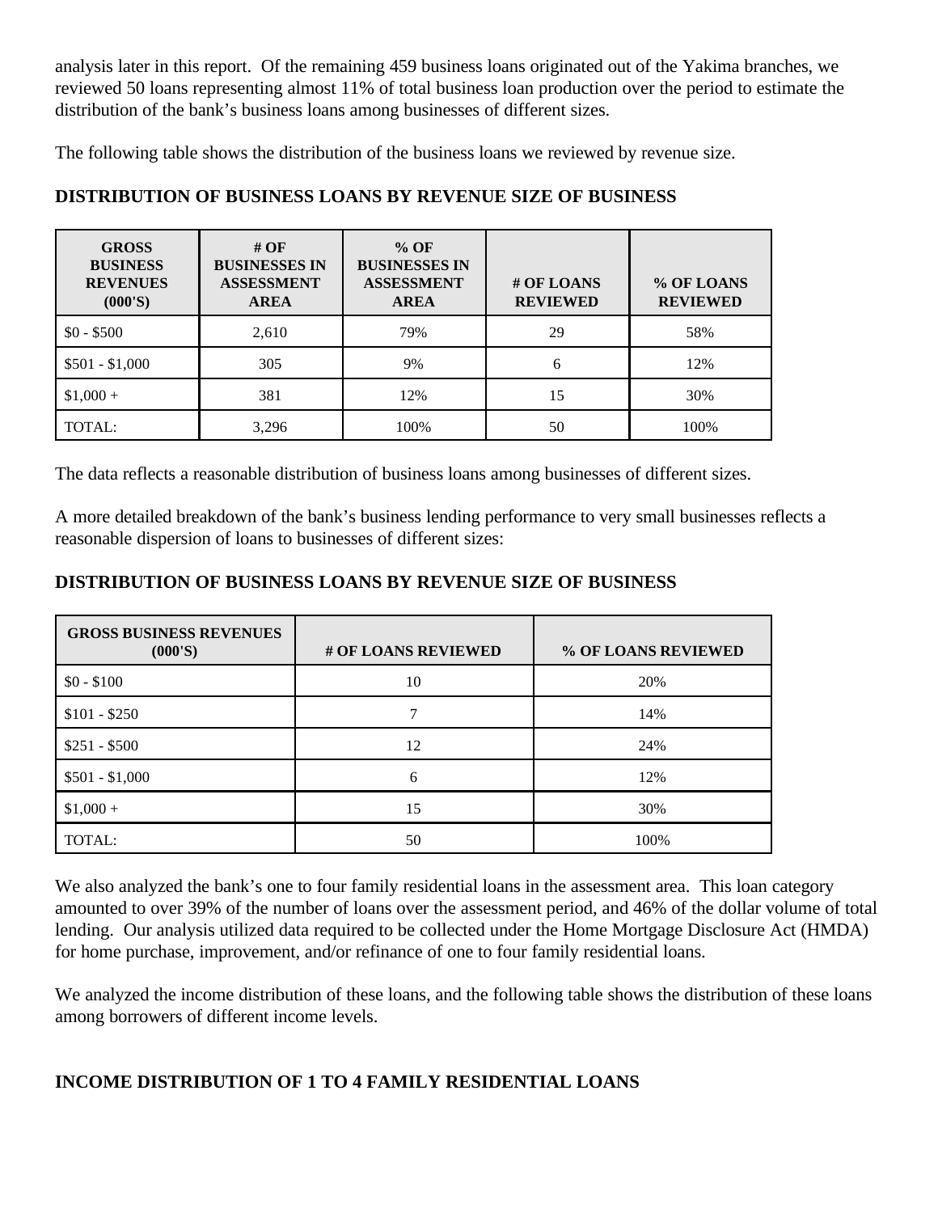analysis later in this report. Of the remaining 459 business loans originated out of the Yakima branches, we reviewed 50 loans representing almost 11% of total business loan production over the period to estimate the distribution of the bank's business loans among businesses of different sizes.

The following table shows the distribution of the business loans we reviewed by revenue size.

**DISTRIBUTION OF BUSINESS LOANS BY REVENUE SIZE OF BUSINESS**

| GROSS BUSINESS REVENUES (000'S) | # OF BUSINESSES IN ASSESSMENT AREA | % OF BUSINESSES IN ASSESSMENT AREA | # OF LOANS REVIEWED | % OF LOANS REVIEWED |
|---|---|---|---|---|
| $0 - $500 | 2,610 | 79% | 29 | 58% |
| $501 - $1,000 | 305 | 9% | 6 | 12% |
| $1,000 + | 381 | 12% | 15 | 30% |
| TOTAL: | 3,296 | 100% | 50 | 100% |

The data reflects a reasonable distribution of business loans among businesses of different sizes.

A more detailed breakdown of the bank's business lending performance to very small businesses reflects a reasonable dispersion of loans to businesses of different sizes:

**DISTRIBUTION OF BUSINESS LOANS BY REVENUE SIZE OF BUSINESS**

| GROSS BUSINESS REVENUES (000'S) | # OF LOANS REVIEWED | % OF LOANS REVIEWED |
|---|---|---|
| $0 - $100 | 10 | 20% |
| $101 - $250 | 7 | 14% |
| $251 - $500 | 12 | 24% |
| $501 - $1,000 | 6 | 12% |
| $1,000 + | 15 | 30% |
| TOTAL: | 50 | 100% |

We also analyzed the bank's one to four family residential loans in the assessment area. This loan category amounted to over 39% of the number of loans over the assessment period, and 46% of the dollar volume of total lending. Our analysis utilized data required to be collected under the Home Mortgage Disclosure Act (HMDA) for home purchase, improvement, and/or refinance of one to four family residential loans.

We analyzed the income distribution of these loans, and the following table shows the distribution of these loans among borrowers of different income levels.

**INCOME DISTRIBUTION OF 1 TO 4 FAMILY RESIDENTIAL LOANS**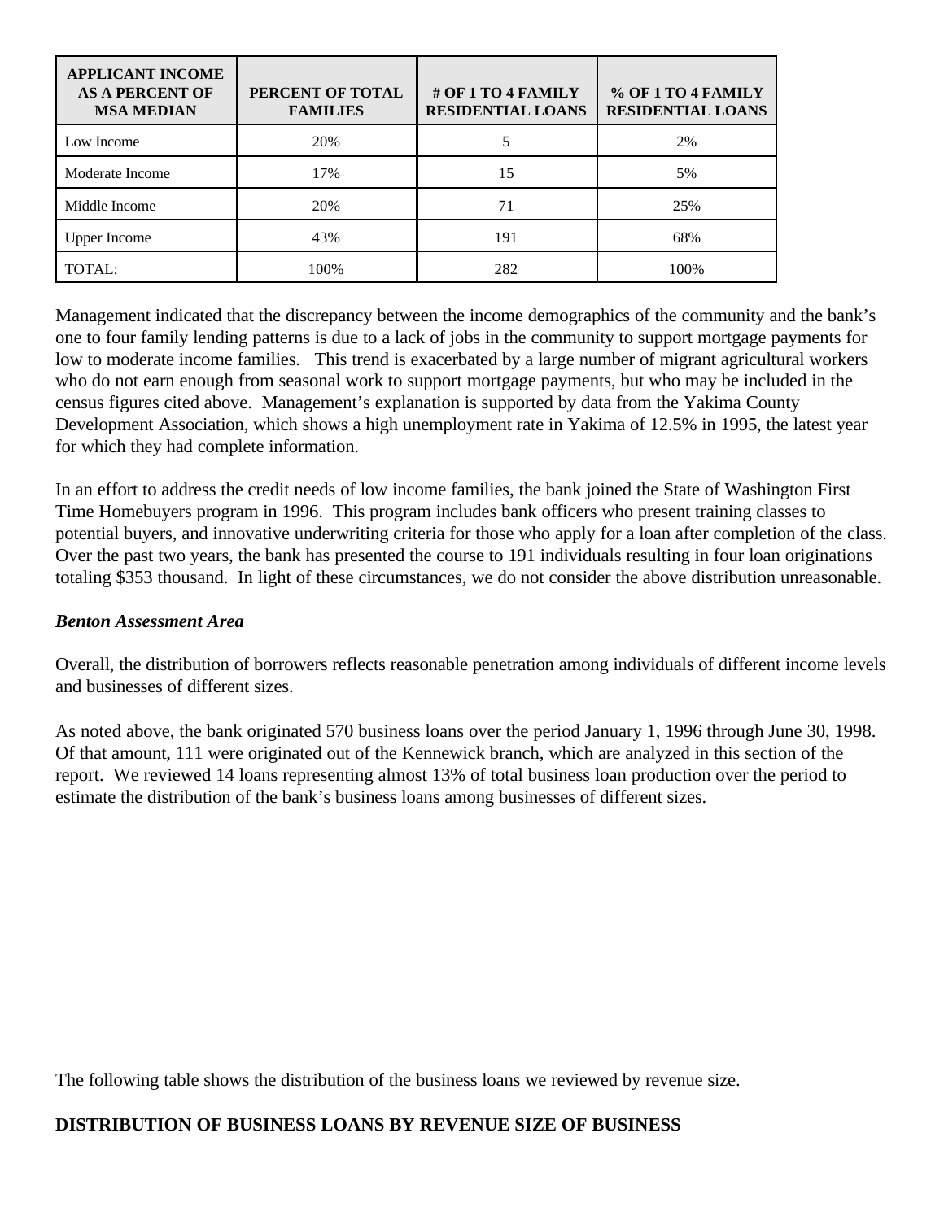| APPLICANT INCOME AS A PERCENT OF MSA MEDIAN | PERCENT OF TOTAL FAMILIES | # OF 1 TO 4 FAMILY RESIDENTIAL LOANS | % OF 1 TO 4 FAMILY RESIDENTIAL LOANS |
|---|---|---|---|
| Low Income | 20% | 5 | 2% |
| Moderate Income | 17% | 15 | 5% |
| Middle Income | 20% | 71 | 25% |
| Upper Income | 43% | 191 | 68% |
| TOTAL: | 100% | 282 | 100% |

Management indicated that the discrepancy between the income demographics of the community and the bank's one to four family lending patterns is due to a lack of jobs in the community to support mortgage payments for low to moderate income families. This trend is exacerbated by a large number of migrant agricultural workers who do not earn enough from seasonal work to support mortgage payments, but who may be included in the census figures cited above. Management's explanation is supported by data from the Yakima County Development Association, which shows a high unemployment rate in Yakima of 12.5% in 1995, the latest year for which they had complete information.

In an effort to address the credit needs of low income families, the bank joined the State of Washington First Time Homebuyers program in 1996. This program includes bank officers who present training classes to potential buyers, and innovative underwriting criteria for those who apply for a loan after completion of the class. Over the past two years, the bank has presented the course to 191 individuals resulting in four loan originations totaling $353 thousand. In light of these circumstances, we do not consider the above distribution unreasonable.

***Benton Assessment Area***

Overall, the distribution of borrowers reflects reasonable penetration among individuals of different income levels and businesses of different sizes.

As noted above, the bank originated 570 business loans over the period January 1, 1996 through June 30, 1998. Of that amount, 111 were originated out of the Kennewick branch, which are analyzed in this section of the report. We reviewed 14 loans representing almost 13% of total business loan production over the period to estimate the distribution of the bank's business loans among businesses of different sizes.

The following table shows the distribution of the business loans we reviewed by revenue size.

**DISTRIBUTION OF BUSINESS LOANS BY REVENUE SIZE OF BUSINESS**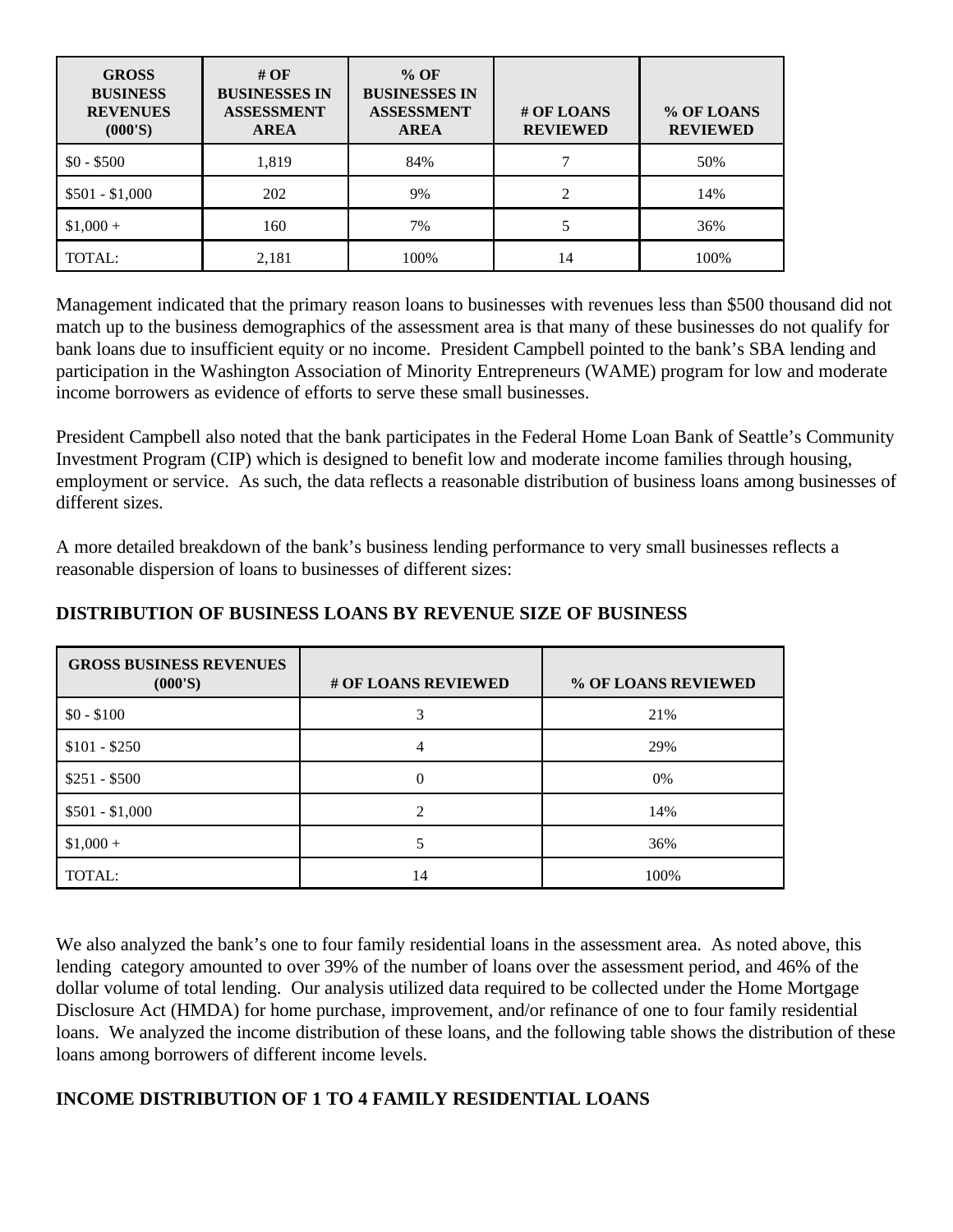| GROSS BUSINESS REVENUES (000'S) | # OF BUSINESSES IN ASSESSMENT AREA | % OF BUSINESSES IN ASSESSMENT AREA | # OF LOANS REVIEWED | % OF LOANS REVIEWED |
|---|---|---|---|---|
| $0 - $500 | 1,819 | 84% | 7 | 50% |
| $501 - $1,000 | 202 | 9% | 2 | 14% |
| $1,000 + | 160 | 7% | 5 | 36% |
| TOTAL: | 2,181 | 100% | 14 | 100% |

Management indicated that the primary reason loans to businesses with revenues less than $500 thousand did not match up to the business demographics of the assessment area is that many of these businesses do not qualify for bank loans due to insufficient equity or no income. President Campbell pointed to the bank's SBA lending and participation in the Washington Association of Minority Entrepreneurs (WAME) program for low and moderate income borrowers as evidence of efforts to serve these small businesses.

President Campbell also noted that the bank participates in the Federal Home Loan Bank of Seattle's Community Investment Program (CIP) which is designed to benefit low and moderate income families through housing, employment or service. As such, the data reflects a reasonable distribution of business loans among businesses of different sizes.

A more detailed breakdown of the bank's business lending performance to very small businesses reflects a reasonable dispersion of loans to businesses of different sizes:

**DISTRIBUTION OF BUSINESS LOANS BY REVENUE SIZE OF BUSINESS**

| GROSS BUSINESS REVENUES (000'S) | # OF LOANS REVIEWED | % OF LOANS REVIEWED |
|---|---|---|
| $0 - $100 | 3 | 21% |
| $101 - $250 | 4 | 29% |
| $251 - $500 | 0 | 0% |
| $501 - $1,000 | 2 | 14% |
| $1,000 + | 5 | 36% |
| TOTAL: | 14 | 100% |

We also analyzed the bank's one to four family residential loans in the assessment area. As noted above, this lending category amounted to over 39% of the number of loans over the assessment period, and 46% of the dollar volume of total lending. Our analysis utilized data required to be collected under the Home Mortgage Disclosure Act (HMDA) for home purchase, improvement, and/or refinance of one to four family residential loans. We analyzed the income distribution of these loans, and the following table shows the distribution of these loans among borrowers of different income levels.

**INCOME DISTRIBUTION OF 1 TO 4 FAMILY RESIDENTIAL LOANS**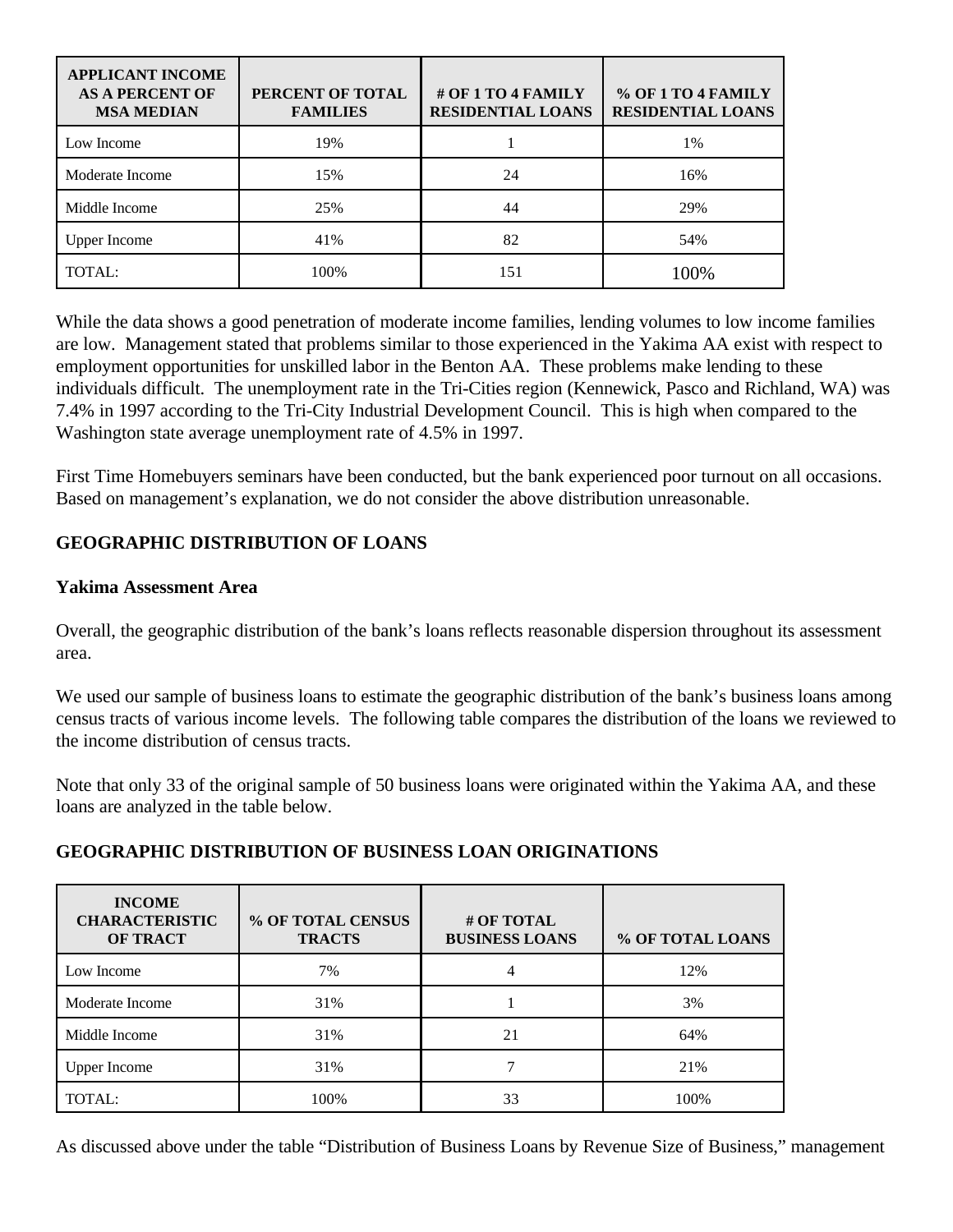| APPLICANT INCOME AS A PERCENT OF MSA MEDIAN | PERCENT OF TOTAL FAMILIES | # OF 1 TO 4 FAMILY RESIDENTIAL LOANS | % OF 1 TO 4 FAMILY RESIDENTIAL LOANS |
|---|---|---|---|
| Low Income | 19% | 1 | 1% |
| Moderate Income | 15% | 24 | 16% |
| Middle Income | 25% | 44 | 29% |
| Upper Income | 41% | 82 | 54% |
| TOTAL: | 100% | 151 | 100% |

While the data shows a good penetration of moderate income families, lending volumes to low income families are low. Management stated that problems similar to those experienced in the Yakima AA exist with respect to employment opportunities for unskilled labor in the Benton AA. These problems make lending to these individuals difficult. The unemployment rate in the Tri-Cities region (Kennewick, Pasco and Richland, WA) was 7.4% in 1997 according to the Tri-City Industrial Development Council. This is high when compared to the Washington state average unemployment rate of 4.5% in 1997.

First Time Homebuyers seminars have been conducted, but the bank experienced poor turnout on all occasions. Based on management's explanation, we do not consider the above distribution unreasonable.

## GEOGRAPHIC DISTRIBUTION OF LOANS

### Yakima Assessment Area

Overall, the geographic distribution of the bank's loans reflects reasonable dispersion throughout its assessment area.

We used our sample of business loans to estimate the geographic distribution of the bank's business loans among census tracts of various income levels. The following table compares the distribution of the loans we reviewed to the income distribution of census tracts.

Note that only 33 of the original sample of 50 business loans were originated within the Yakima AA, and these loans are analyzed in the table below.

### GEOGRAPHIC DISTRIBUTION OF BUSINESS LOAN ORIGINATIONS

| INCOME CHARACTERISTIC OF TRACT | % OF TOTAL CENSUS TRACTS | # OF TOTAL BUSINESS LOANS | % OF TOTAL LOANS |
|---|---|---|---|
| Low Income | 7% | 4 | 12% |
| Moderate Income | 31% | 1 | 3% |
| Middle Income | 31% | 21 | 64% |
| Upper Income | 31% | 7 | 21% |
| TOTAL: | 100% | 33 | 100% |

As discussed above under the table "Distribution of Business Loans by Revenue Size of Business," management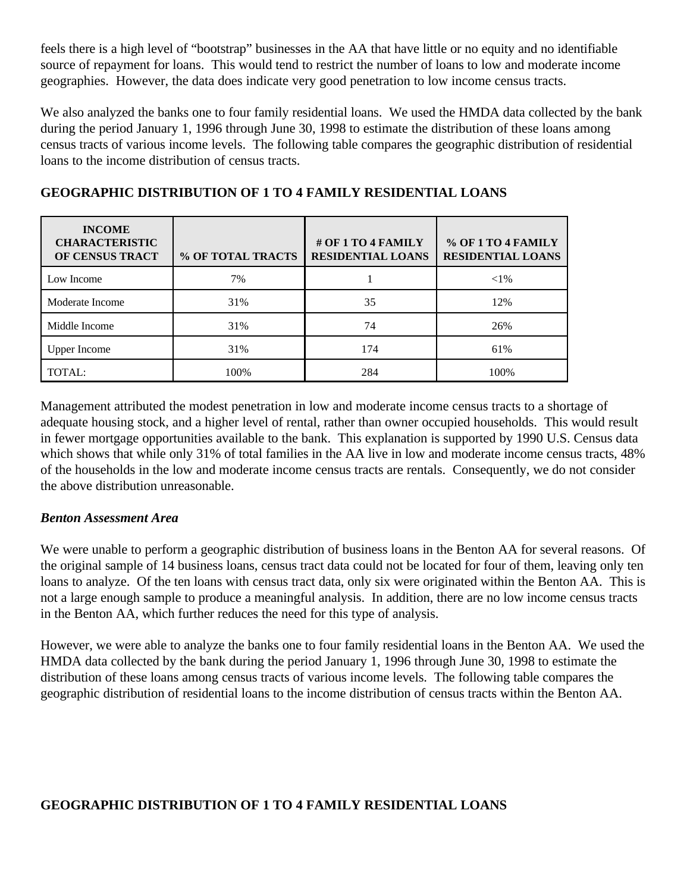feels there is a high level of "bootstrap" businesses in the AA that have little or no equity and no identifiable source of repayment for loans. This would tend to restrict the number of loans to low and moderate income geographies. However, the data does indicate very good penetration to low income census tracts.

We also analyzed the banks one to four family residential loans. We used the HMDA data collected by the bank during the period January 1, 1996 through June 30, 1998 to estimate the distribution of these loans among census tracts of various income levels. The following table compares the geographic distribution of residential loans to the income distribution of census tracts.

**GEOGRAPHIC DISTRIBUTION OF 1 TO 4 FAMILY RESIDENTIAL LOANS**

| INCOME CHARACTERISTIC OF CENSUS TRACT | % OF TOTAL TRACTS | # OF 1 TO 4 FAMILY RESIDENTIAL LOANS | % OF 1 TO 4 FAMILY RESIDENTIAL LOANS |
|---|---|---|---|
| Low Income | 7% | 1 | <1% |
| Moderate Income | 31% | 35 | 12% |
| Middle Income | 31% | 74 | 26% |
| Upper Income | 31% | 174 | 61% |
| TOTAL: | 100% | 284 | 100% |

Management attributed the modest penetration in low and moderate income census tracts to a shortage of adequate housing stock, and a higher level of rental, rather than owner occupied households. This would result in fewer mortgage opportunities available to the bank. This explanation is supported by 1990 U.S. Census data which shows that while only 31% of total families in the AA live in low and moderate income census tracts, 48% of the households in the low and moderate income census tracts are rentals. Consequently, we do not consider the above distribution unreasonable.

***Benton Assessment Area***

We were unable to perform a geographic distribution of business loans in the Benton AA for several reasons. Of the original sample of 14 business loans, census tract data could not be located for four of them, leaving only ten loans to analyze. Of the ten loans with census tract data, only six were originated within the Benton AA. This is not a large enough sample to produce a meaningful analysis. In addition, there are no low income census tracts in the Benton AA, which further reduces the need for this type of analysis.

However, we were able to analyze the banks one to four family residential loans in the Benton AA. We used the HMDA data collected by the bank during the period January 1, 1996 through June 30, 1998 to estimate the distribution of these loans among census tracts of various income levels. The following table compares the geographic distribution of residential loans to the income distribution of census tracts within the Benton AA.

**GEOGRAPHIC DISTRIBUTION OF 1 TO 4 FAMILY RESIDENTIAL LOANS**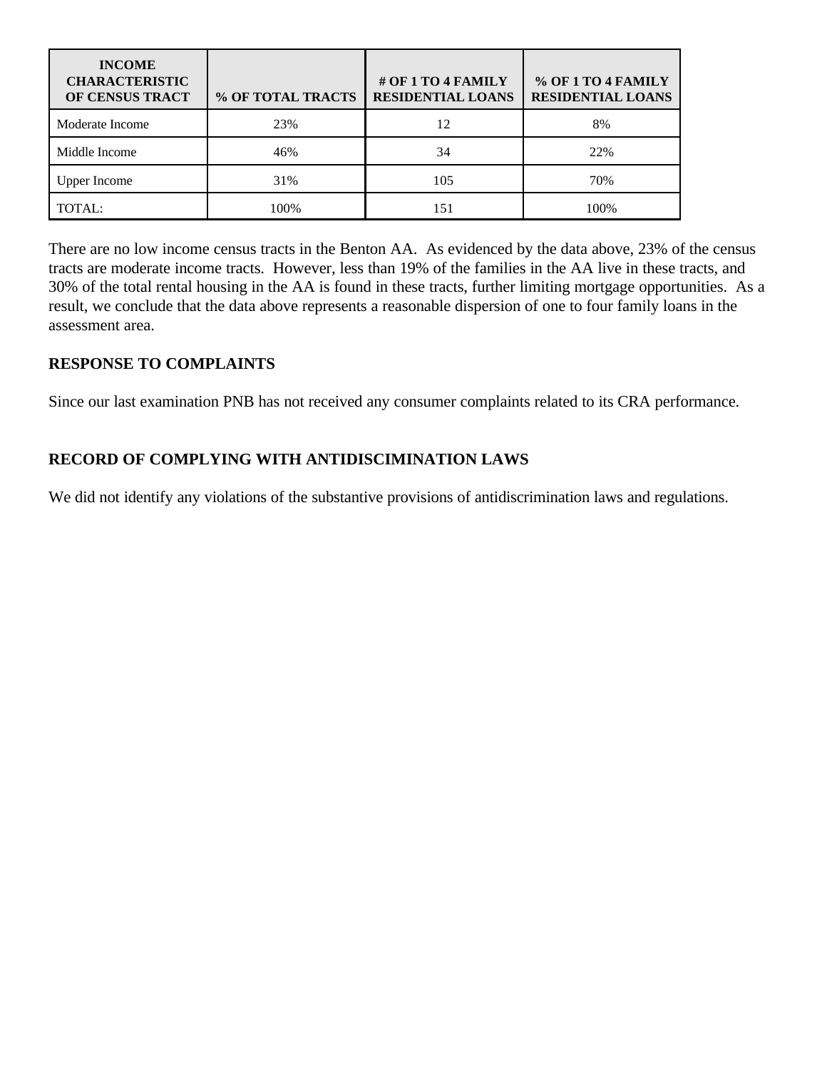| INCOME CHARACTERISTIC OF CENSUS TRACT | % OF TOTAL TRACTS | # OF 1 TO 4 FAMILY RESIDENTIAL LOANS | % OF 1 TO 4 FAMILY RESIDENTIAL LOANS |
|---|---|---|---|
| Moderate Income | 23% | 12 | 8% |
| Middle Income | 46% | 34 | 22% |
| Upper Income | 31% | 105 | 70% |
| TOTAL: | 100% | 151 | 100% |

There are no low income census tracts in the Benton AA. As evidenced by the data above, 23% of the census tracts are moderate income tracts. However, less than 19% of the families in the AA live in these tracts, and 30% of the total rental housing in the AA is found in these tracts, further limiting mortgage opportunities. As a result, we conclude that the data above represents a reasonable dispersion of one to four family loans in the assessment area.

### RESPONSE TO COMPLAINTS

Since our last examination PNB has not received any consumer complaints related to its CRA performance.

### RECORD OF COMPLYING WITH ANTIDISCIMINATION LAWS

We did not identify any violations of the substantive provisions of antidiscrimination laws and regulations.